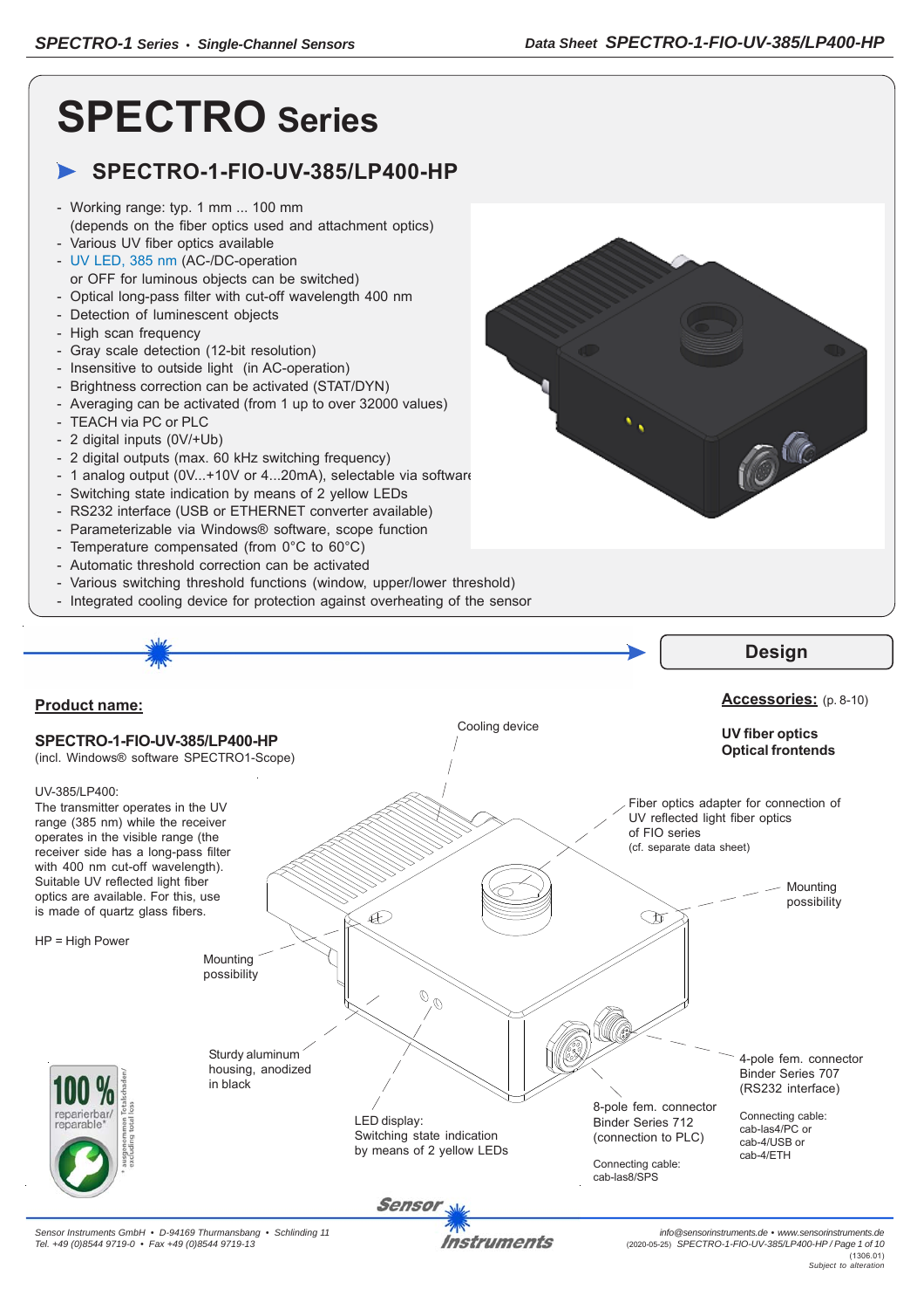# SPECTRO Series

## SPECTRO-1-FIO-UV-385/LP400-HP

- Working range: typ. 1 mm ... 100 mm (depends on the fiber optics used and attachment optics)
- Various UV fiber optics available
- UV LED, 385 nm (AC-/DC-operation or OFF for luminous objects can be switched)
- Optical long-pass filter with cut-off wavelength 400 nm
- Detection of luminescent objects
- High scan frequency
- Gray scale detection (12-bit resolution)
- Insensitive to outside light (in AC-operation)
- Brightness correction can be activated (STAT/DYN)
- Averaging can be activated (from 1 up to over 32000 values)
- TEACH via PC or PLC
- 2 digital inputs (0V/+Ub)
- 2 digital outputs (max. 60 kHz switching frequency)
- 1 analog output (0V...+10V or 4...20mA), selectable via software
- Switching state indication by means of 2 yellow LEDs
- RS232 interface (USB or ETHERNET converter available)
- Parameterizable via Windows® software, scope function
- Temperature compensated (from 0°C to 60°C)
- Automatic threshold correction can be activated
- Various switching threshold functions (window, upper/lower threshold)
- Integrated cooling device for protection against overheating of the sensor

## Design

**Product name:**

**SPECTRO-1-FIO-UV-385/LP400-HP**
(incl. Windows® software SPECTRO1-Scope)

UV-385/LP400:
The transmitter operates in the UV range (385 nm) while the receiver operates in the visible range (the receiver side has a long-pass filter with 400 nm cut-off wavelength). Suitable UV reflected light fiber optics are available. For this, use is made of quartz glass fibers.

HP = High Power

**Accessories:** (p. 8-10)

**UV fiber optics**
**Optical frontends**

Cooling device

Fiber optics adapter for connection of UV reflected light fiber optics of FIO series
(cf. separate data sheet)

Mounting possibility

Mounting possibility

Sturdy aluminum housing, anodized in black

LED display:
Switching state indication by means of 2 yellow LEDs

8-pole fem. connector Binder Series 712 (connection to PLC)

Connecting cable:
cab-las8/SPS

4-pole fem. connector Binder Series 707 (RS232 interface)

Connecting cable:
cab-las4/PC or
cab-4/USB or
cab-4/ETH

100 % reparierbar/ reparable*
* ausgenommen Totalschaden/ excluding total loss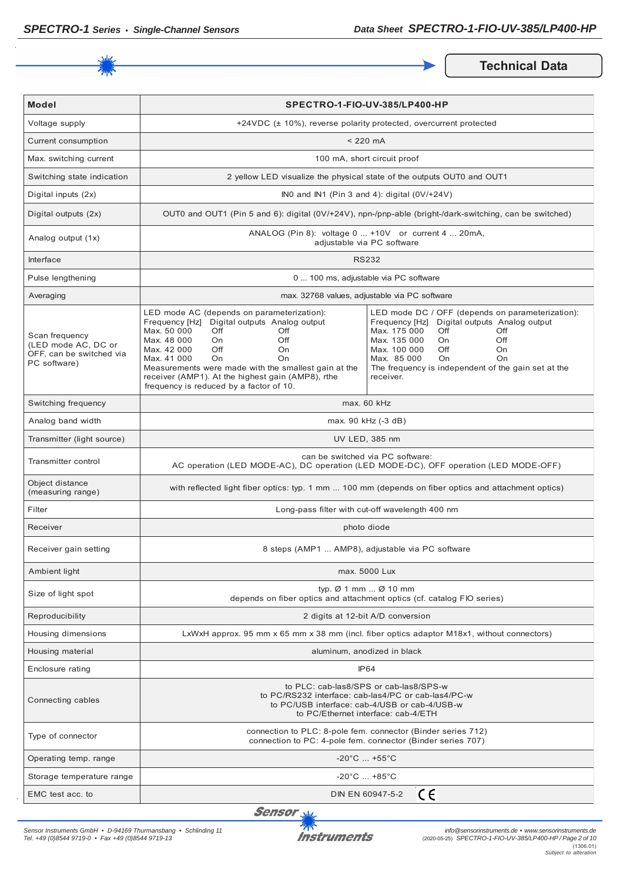## Technical Data

| Model | SPECTRO-1-FIO-UV-385/LP400-HP |
|---|---|
| Voltage supply | +24VDC (± 10%), reverse polarity protected, overcurrent protected |
| Current consumption | < 220 mA |
| Max. switching current | 100 mA, short circuit proof |
| Switching state indication | 2 yellow LED visualize the physical state of the outputs OUT0 and OUT1 |
| Digital inputs (2x) | IN0 and IN1 (Pin 3 and 4): digital (0V/+24V) |
| Digital outputs (2x) | OUT0 and OUT1 (Pin 5 and 6): digital (0V/+24V), npn-/pnp-able (bright-/dark-switching, can be switched) |
| Analog output (1x) | ANALOG (Pin 8): voltage 0 ... +10V or current 4 ... 20mA, adjustable via PC software |
| Interface | RS232 |
| Pulse lengthening | 0 ... 100 ms, adjustable via PC software |
| Averaging | max. 32768 values, adjustable via PC software |
| Scan frequency (LED mode AC, DC or OFF, can be switched via PC software) | LED mode AC (depends on parameterization):<br>Frequency [Hz] / Digital outputs / Analog output<br>Max. 50 000 / Off / Off<br>Max. 48 000 / On / Off<br>Max. 42 000 / Off / On<br>Max. 41 000 / On / On<br>Measurements were made with the smallest gain at the receiver (AMP1). At the highest gain (AMP8), rthe frequency is reduced by a factor of 10.<br><br>LED mode DC / OFF (depends on parameterization):<br>Frequency [Hz] / Digital outputs / Analog output<br>Max. 175 000 / Off / Off<br>Max. 135 000 / On / Off<br>Max. 100 000 / Off / On<br>Max. 85 000 / On / On<br>The frequency is independent of the gain set at the receiver. |
| Switching frequency | max. 60 kHz |
| Analog band width | max. 90 kHz (-3 dB) |
| Transmitter (light source) | UV LED, 385 nm |
| Transmitter control | can be switched via PC software:<br>AC operation (LED MODE-AC), DC operation (LED MODE-DC), OFF operation (LED MODE-OFF) |
| Object distance (measuring range) | with reflected light fiber optics: typ. 1 mm ... 100 mm (depends on fiber optics and attachment optics) |
| Filter | Long-pass filter with cut-off wavelength 400 nm |
| Receiver | photo diode |
| Receiver gain setting | 8 steps (AMP1 ... AMP8), adjustable via PC software |
| Ambient light | max. 5000 Lux |
| Size of light spot | typ. Ø 1 mm ... Ø 10 mm<br>depends on fiber optics and attachment optics (cf. catalog FIO series) |
| Reproducibility | 2 digits at 12-bit A/D conversion |
| Housing dimensions | LxWxH approx. 95 mm x 65 mm x 38 mm (incl. fiber optics adaptor M18x1, without connectors) |
| Housing material | aluminum, anodized in black |
| Enclosure rating | IP64 |
| Connecting cables | to PLC: cab-las8/SPS or cab-las8/SPS-w<br>to PC/RS232 interface: cab-las4/PC or cab-las4/PC-w<br>to PC/USB interface: cab-4/USB or cab-4/USB-w<br>to PC/Ethernet interface: cab-4/ETH |
| Type of connector | connection to PLC: 8-pole fem. connector (Binder series 712)<br>connection to PC: 4-pole fem. connector (Binder series 707) |
| Operating temp. range | -20°C ... +55°C |
| Storage temperature range | -20°C ... +85°C |
| EMC test acc. to | DIN EN 60947-5-2 CE |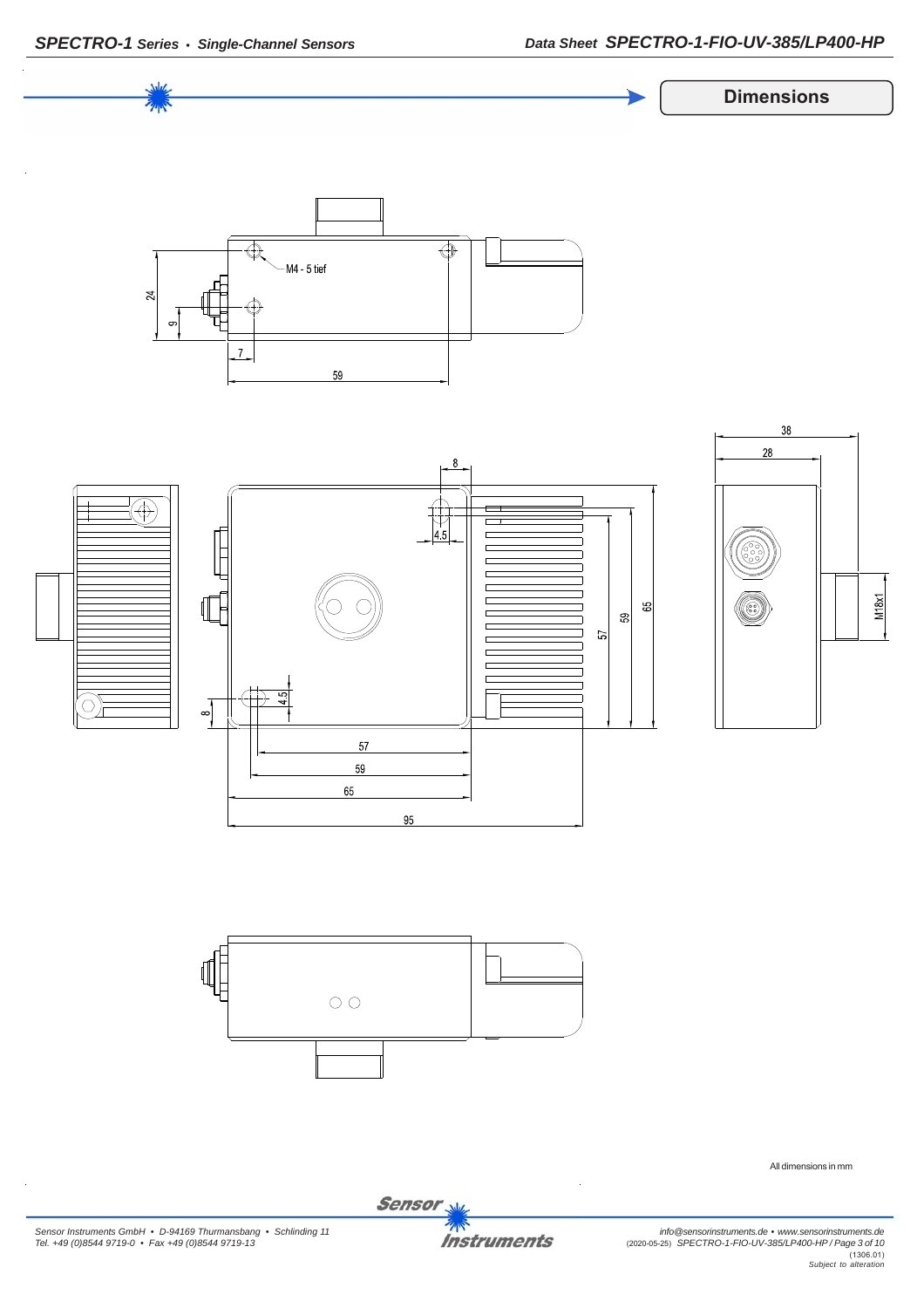## Dimensions

M4 - 5 tief

24

9

7

59

8

4.5

4.5

8

57

59

65

95

57

59

65

38

28

M18x1

All dimensions in mm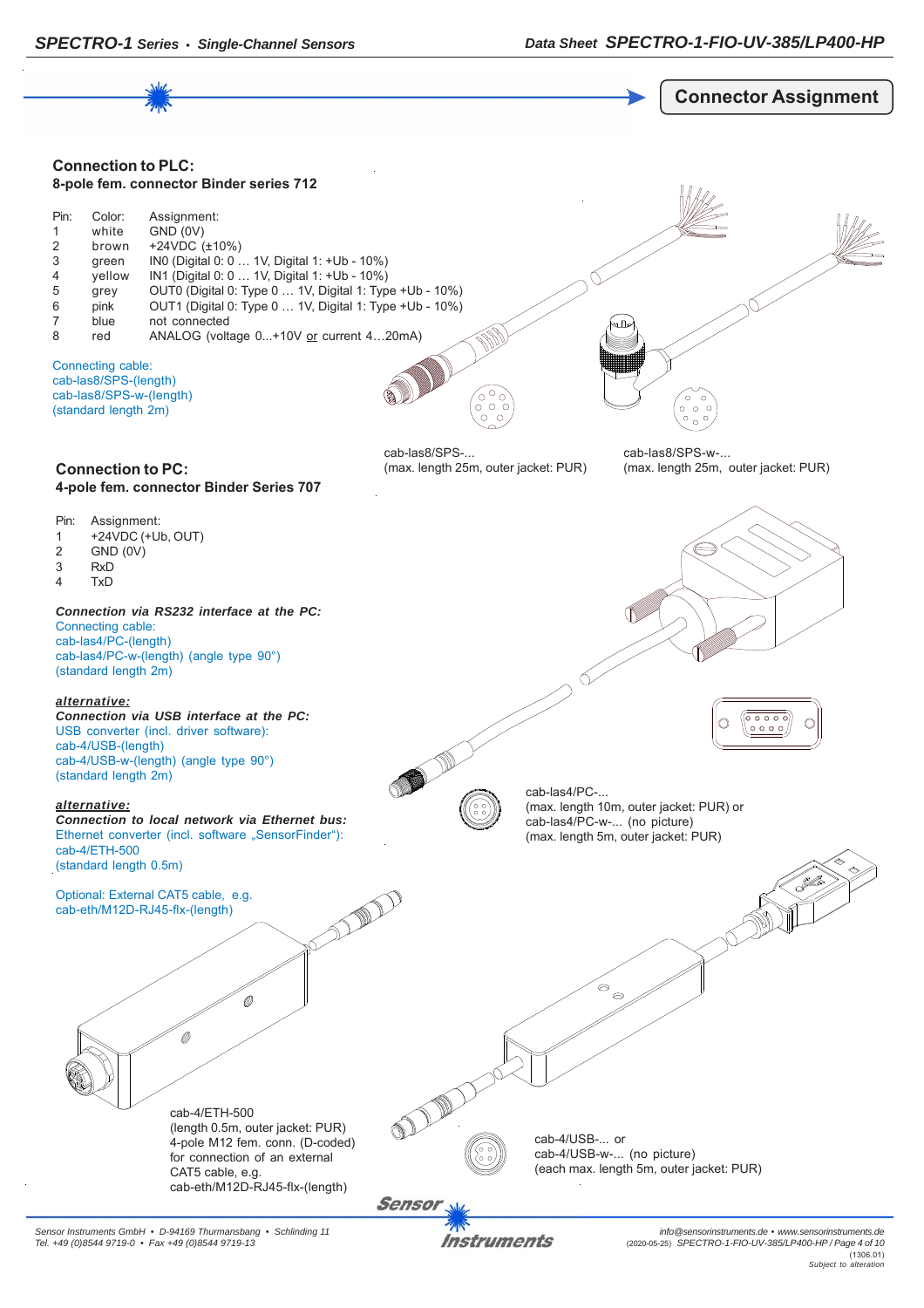## Connector Assignment

### Connection to PLC:
**8-pole fem. connector Binder series 712**

| Pin: | Color: | Assignment: |
|---|---|---|
| 1 | white | GND (0V) |
| 2 | brown | +24VDC (±10%) |
| 3 | green | IN0 (Digital 0: 0 … 1V, Digital 1: +Ub - 10%) |
| 4 | yellow | IN1 (Digital 0: 0 … 1V, Digital 1: +Ub - 10%) |
| 5 | grey | OUT0 (Digital 0: Type 0 … 1V, Digital 1: Type +Ub - 10%) |
| 6 | pink | OUT1 (Digital 0: Type 0 … 1V, Digital 1: Type +Ub - 10%) |
| 7 | blue | not connected |
| 8 | red | ANALOG (voltage 0...+10V or current 4…20mA) |

Connecting cable:
cab-las8/SPS-(length)
cab-las8/SPS-w-(length)
(standard length 2m)

cab-las8/SPS-...
(max. length 25m, outer jacket: PUR)

cab-las8/SPS-w-...
(max. length 25m, outer jacket: PUR)

### Connection to PC:
**4-pole fem. connector Binder Series 707**

| Pin: | Assignment: |
|---|---|
| 1 | +24VDC (+Ub, OUT) |
| 2 | GND (0V) |
| 3 | RxD |
| 4 | TxD |

***Connection via RS232 interface at the PC:***
Connecting cable:
cab-las4/PC-(length)
cab-las4/PC-w-(length) (angle type 90°)
(standard length 2m)

***alternative:***
***Connection via USB interface at the PC:***
USB converter (incl. driver software):
cab-4/USB-(length)
cab-4/USB-w-(length) (angle type 90°)
(standard length 2m)

***alternative:***
***Connection to local network via Ethernet bus:***
Ethernet converter (incl. software „SensorFinder"):
cab-4/ETH-500
(standard length 0.5m)

Optional: External CAT5 cable, e.g.
cab-eth/M12D-RJ45-flx-(length)

cab-las4/PC-...
(max. length 10m, outer jacket: PUR) or
cab-las4/PC-w-... (no picture)
(max. length 5m, outer jacket: PUR)

cab-4/ETH-500
(length 0.5m, outer jacket: PUR)
4-pole M12 fem. conn. (D-coded)
for connection of an external
CAT5 cable, e.g.
cab-eth/M12D-RJ45-flx-(length)

cab-4/USB-... or
cab-4/USB-w-... (no picture)
(each max. length 5m, outer jacket: PUR)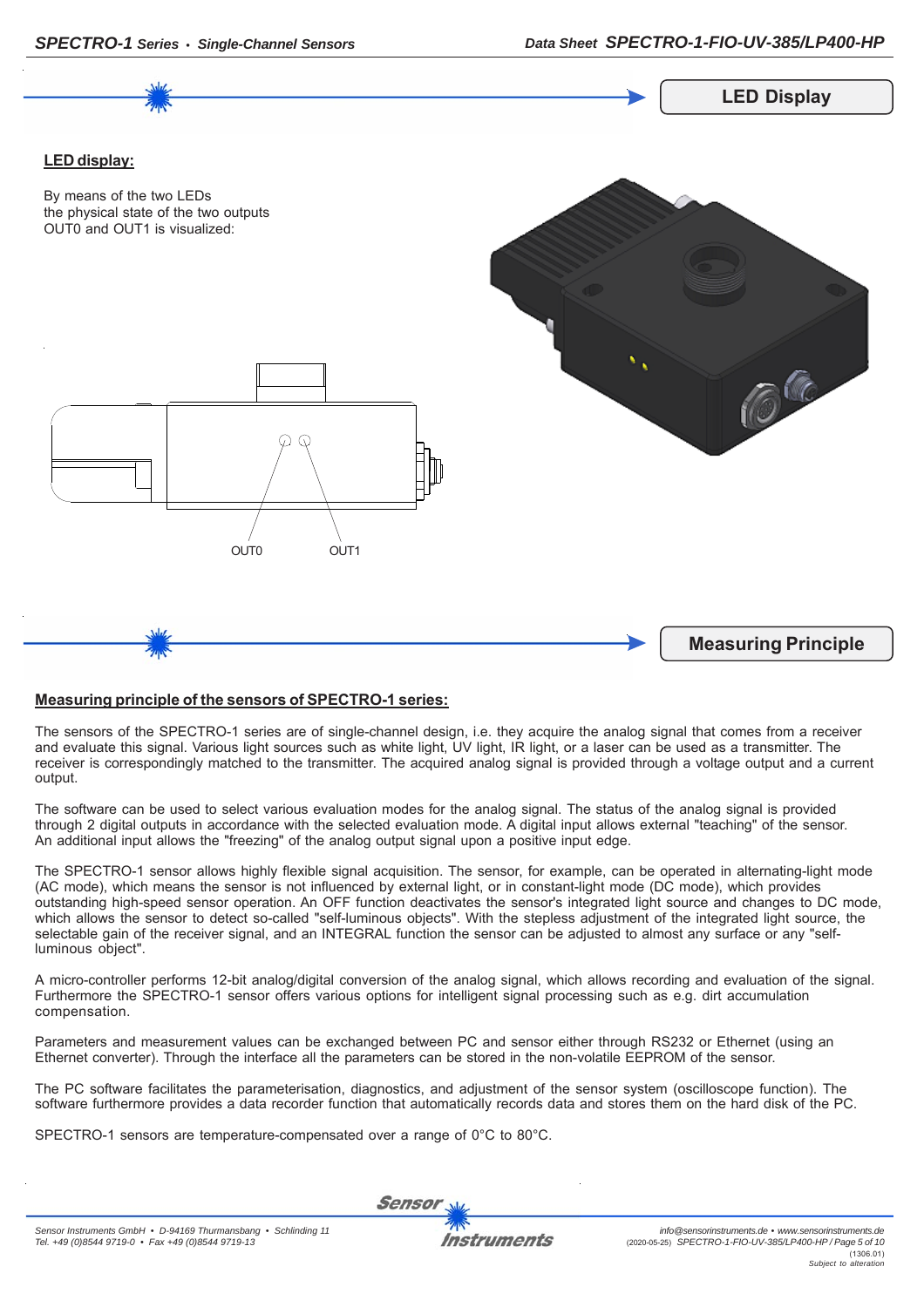## LED Display

**LED display:**

By means of the two LEDs
the physical state of the two outputs
OUT0 and OUT1 is visualized:

OUT0 OUT1

## Measuring Principle

**Measuring principle of the sensors of SPECTRO-1 series:**

The sensors of the SPECTRO-1 series are of single-channel design, i.e. they acquire the analog signal that comes from a receiver and evaluate this signal. Various light sources such as white light, UV light, IR light, or a laser can be used as a transmitter. The receiver is correspondingly matched to the transmitter. The acquired analog signal is provided through a voltage output and a current output.

The software can be used to select various evaluation modes for the analog signal. The status of the analog signal is provided through 2 digital outputs in accordance with the selected evaluation mode. A digital input allows external "teaching" of the sensor. An additional input allows the "freezing" of the analog output signal upon a positive input edge.

The SPECTRO-1 sensor allows highly flexible signal acquisition. The sensor, for example, can be operated in alternating-light mode (AC mode), which means the sensor is not influenced by external light, or in constant-light mode (DC mode), which provides outstanding high-speed sensor operation. An OFF function deactivates the sensor's integrated light source and changes to DC mode, which allows the sensor to detect so-called "self-luminous objects". With the stepless adjustment of the integrated light source, the selectable gain of the receiver signal, and an INTEGRAL function the sensor can be adjusted to almost any surface or any "self-luminous object".

A micro-controller performs 12-bit analog/digital conversion of the analog signal, which allows recording and evaluation of the signal. Furthermore the SPECTRO-1 sensor offers various options for intelligent signal processing such as e.g. dirt accumulation compensation.

Parameters and measurement values can be exchanged between PC and sensor either through RS232 or Ethernet (using an Ethernet converter). Through the interface all the parameters can be stored in the non-volatile EEPROM of the sensor.

The PC software facilitates the parameterisation, diagnostics, and adjustment of the sensor system (oscilloscope function). The software furthermore provides a data recorder function that automatically records data and stores them on the hard disk of the PC.

SPECTRO-1 sensors are temperature-compensated over a range of 0°C to 80°C.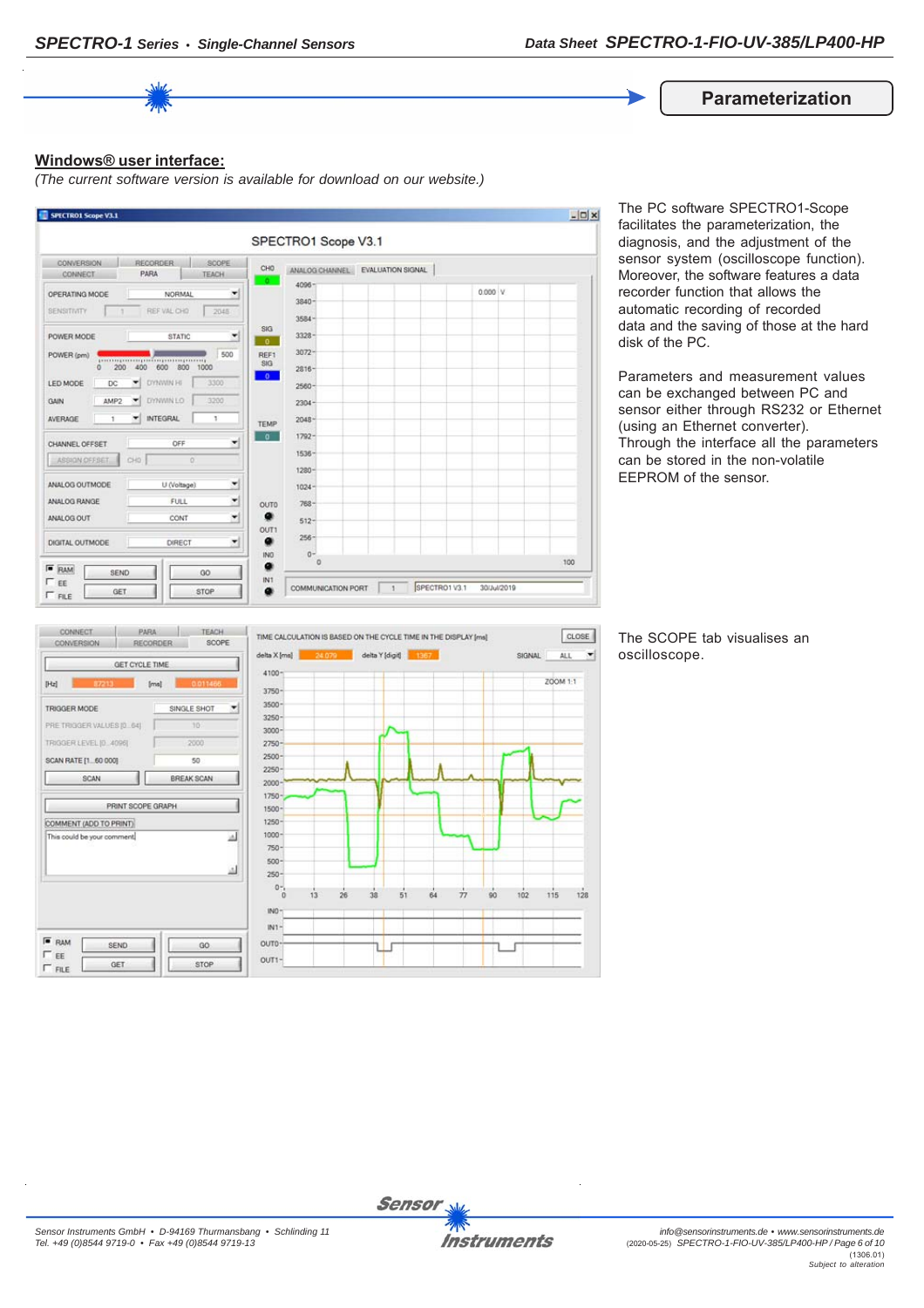## Parameterization

**Windows® user interface:**

*(The current software version is available for download on our website.)*

The PC software SPECTRO1-Scope facilitates the parameterization, the diagnosis, and the adjustment of the sensor system (oscilloscope function). Moreover, the software features a data recorder function that allows the automatic recording of recorded data and the saving of those at the hard disk of the PC.

Parameters and measurement values can be exchanged between PC and sensor either through RS232 or Ethernet (using an Ethernet converter).
Through the interface all the parameters can be stored in the non-volatile EEPROM of the sensor.

The SCOPE tab visualises an oscilloscope.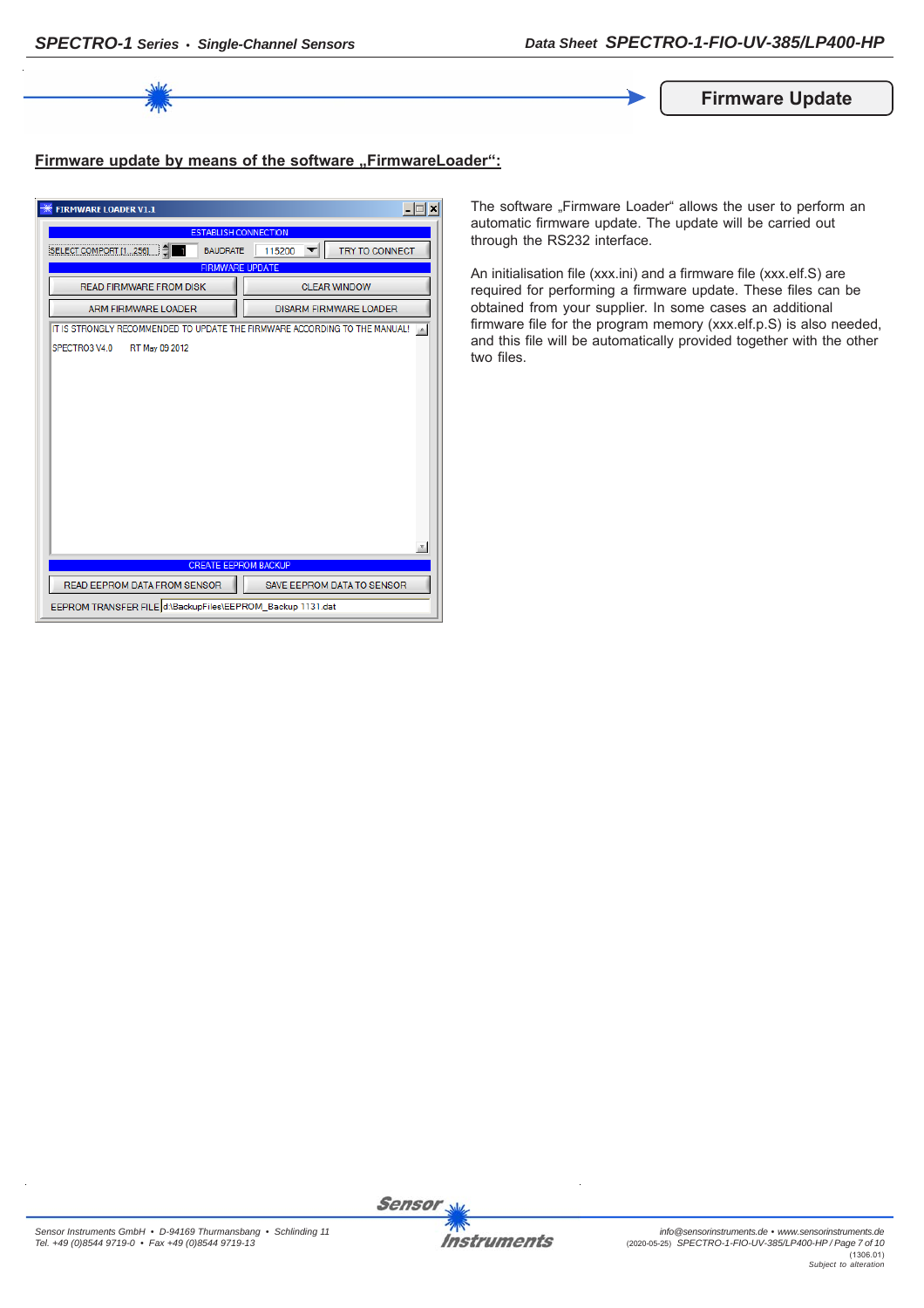## Firmware Update

**Firmware update by means of the software „FirmwareLoader“:**

The software „Firmware Loader“ allows the user to perform an automatic firmware update. The update will be carried out through the RS232 interface.

An initialisation file (xxx.ini) and a firmware file (xxx.elf.S) are required for performing a firmware update. These files can be obtained from your supplier. In some cases an additional firmware file for the program memory (xxx.elf.p.S) is also needed, and this file will be automatically provided together with the other two files.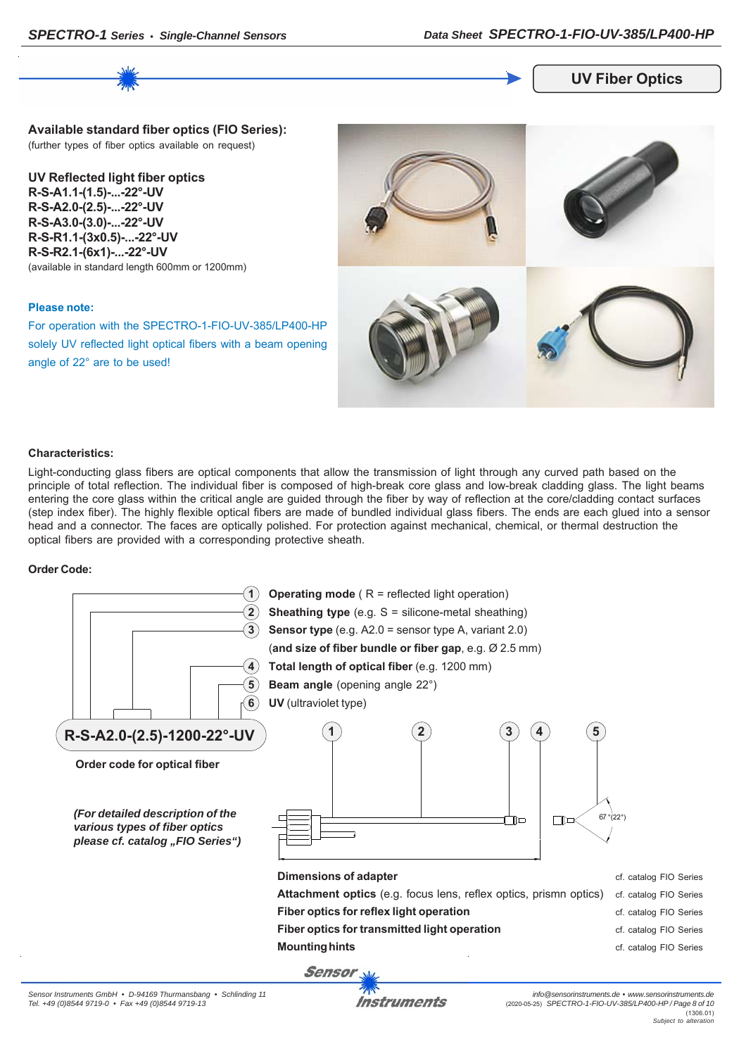## UV Fiber Optics

**Available standard fiber optics (FIO Series):**
(further types of fiber optics available on request)

**UV Reflected light fiber optics**
**R-S-A1.1-(1.5)-...-22°-UV**
**R-S-A2.0-(2.5)-...-22°-UV**
**R-S-A3.0-(3.0)-...-22°-UV**
**R-S-R1.1-(3x0.5)-...-22°-UV**
**R-S-R2.1-(6x1)-...-22°-UV**
(available in standard length 600mm or 1200mm)

**Please note:**
For operation with the SPECTRO-1-FIO-UV-385/LP400-HP solely UV reflected light optical fibers with a beam opening angle of 22° are to be used!

**Characteristics:**

Light-conducting glass fibers are optical components that allow the transmission of light through any curved path based on the principle of total reflection. The individual fiber is composed of high-break core glass and low-break cladding glass. The light beams entering the core glass within the critical angle are guided through the fiber by way of reflection at the core/cladding contact surfaces (step index fiber). The highly flexible optical fibers are made of bundled individual glass fibers. The ends are each glued into a sensor head and a connector. The faces are optically polished. For protection against mechanical, chemical, or thermal destruction the optical fibers are provided with a corresponding protective sheath.

**Order Code:**

1. **Operating mode** ( R = reflected light operation)
2. **Sheathing type** (e.g. S = silicone-metal sheathing)
3. **Sensor type** (e.g. A2.0 = sensor type A, variant 2.0) (**and size of fiber bundle or fiber gap**, e.g. Ø 2.5 mm)
4. **Total length of optical fiber** (e.g. 1200 mm)
5. **Beam angle** (opening angle 22°)
6. **UV** (ultraviolet type)

**R-S-A2.0-(2.5)-1200-22°-UV**

**Order code for optical fiber**

67° (22°)

***(For detailed description of the various types of fiber optics please cf. catalog „FIO Series")***

| | |
|---|---|
| **Dimensions of adapter** | cf. catalog FIO Series |
| **Attachment optics** (e.g. focus lens, reflex optics, prismn optics) | cf. catalog FIO Series |
| **Fiber optics for reflex light operation** | cf. catalog FIO Series |
| **Fiber optics for transmitted light operation** | cf. catalog FIO Series |
| **Mounting hints** | cf. catalog FIO Series |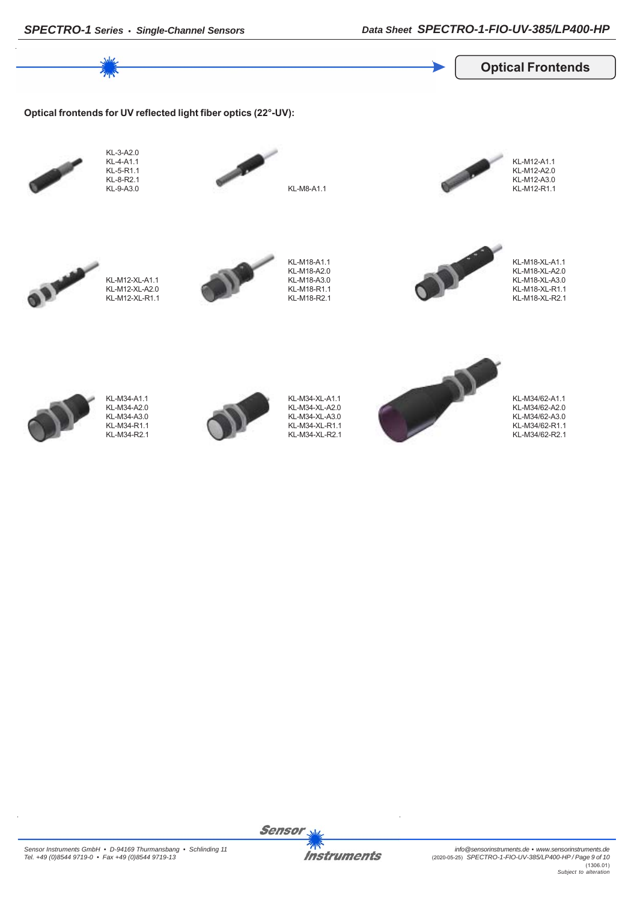## Optical Frontends

**Optical frontends for UV reflected light fiber optics (22°-UV):**

KL-3-A2.0
KL-4-A1.1
KL-5-R1.1
KL-8-R2.1
KL-9-A3.0

KL-M8-A1.1

KL-M12-A1.1
KL-M12-A2.0
KL-M12-A3.0
KL-M12-R1.1

KL-M12-XL-A1.1
KL-M12-XL-A2.0
KL-M12-XL-R1.1

KL-M18-A1.1
KL-M18-A2.0
KL-M18-A3.0
KL-M18-R1.1
KL-M18-R2.1

KL-M18-XL-A1.1
KL-M18-XL-A2.0
KL-M18-XL-A3.0
KL-M18-XL-R1.1
KL-M18-XL-R2.1

KL-M34-A1.1
KL-M34-A2.0
KL-M34-A3.0
KL-M34-R1.1
KL-M34-R2.1

KL-M34-XL-A1.1
KL-M34-XL-A2.0
KL-M34-XL-A3.0
KL-M34-XL-R1.1
KL-M34-XL-R2.1

KL-M34/62-A1.1
KL-M34/62-A2.0
KL-M34/62-A3.0
KL-M34/62-R1.1
KL-M34/62-R2.1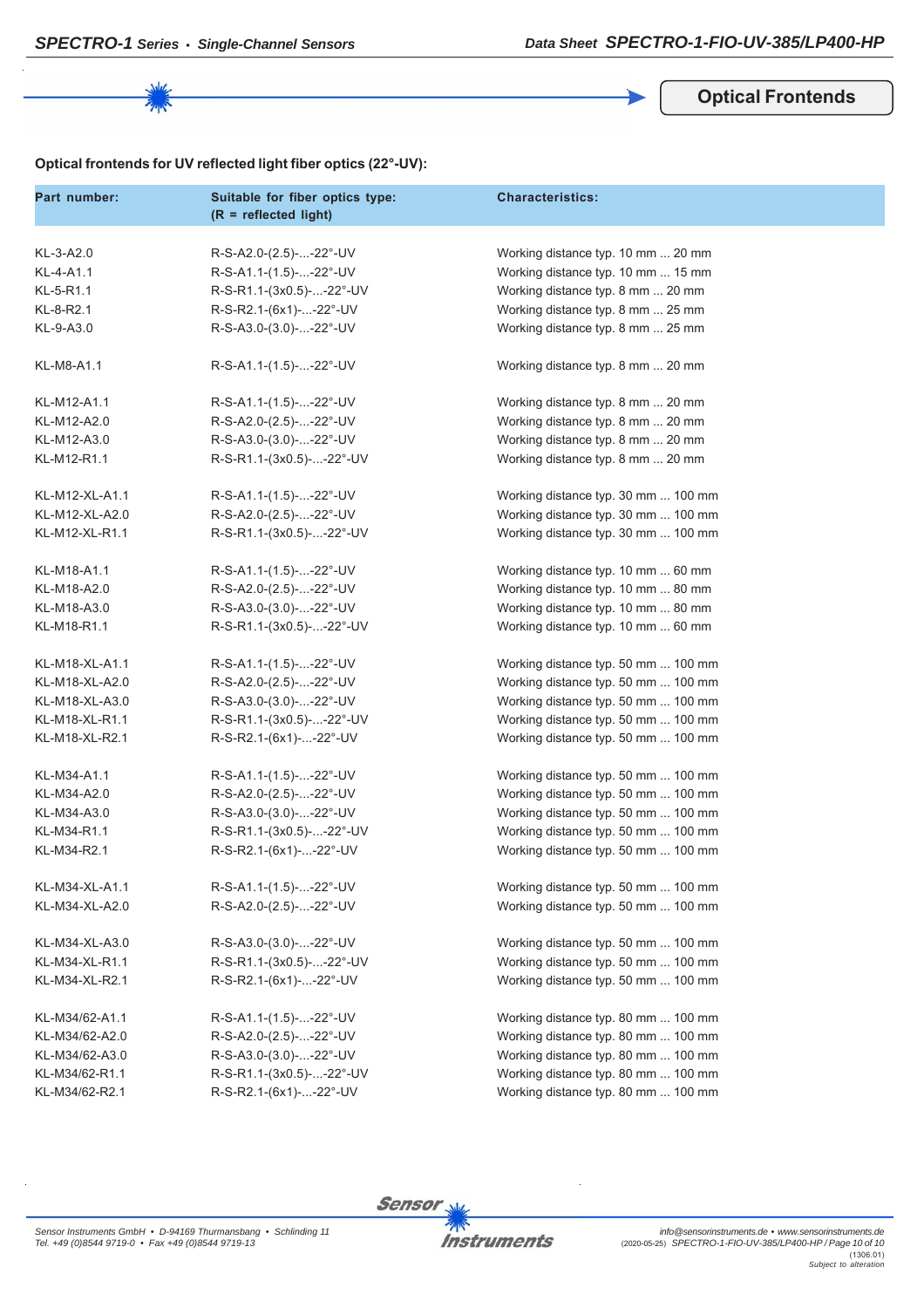## Optical Frontends

### Optical frontends for UV reflected light fiber optics (22°-UV):

| Part number: | Suitable for fiber optics type: (R = reflected light) | Characteristics: |
|---|---|---|
| KL-3-A2.0 | R-S-A2.0-(2.5)-...-22°-UV | Working distance typ. 10 mm ... 20 mm |
| KL-4-A1.1 | R-S-A1.1-(1.5)-...-22°-UV | Working distance typ. 10 mm ... 15 mm |
| KL-5-R1.1 | R-S-R1.1-(3x0.5)-...-22°-UV | Working distance typ. 8 mm ... 20 mm |
| KL-8-R2.1 | R-S-R2.1-(6x1)-...-22°-UV | Working distance typ. 8 mm ... 25 mm |
| KL-9-A3.0 | R-S-A3.0-(3.0)-...-22°-UV | Working distance typ. 8 mm ... 25 mm |
| KL-M8-A1.1 | R-S-A1.1-(1.5)-...-22°-UV | Working distance typ. 8 mm ... 20 mm |
| KL-M12-A1.1 | R-S-A1.1-(1.5)-...-22°-UV | Working distance typ. 8 mm ... 20 mm |
| KL-M12-A2.0 | R-S-A2.0-(2.5)-...-22°-UV | Working distance typ. 8 mm ... 20 mm |
| KL-M12-A3.0 | R-S-A3.0-(3.0)-...-22°-UV | Working distance typ. 8 mm ... 20 mm |
| KL-M12-R1.1 | R-S-R1.1-(3x0.5)-...-22°-UV | Working distance typ. 8 mm ... 20 mm |
| KL-M12-XL-A1.1 | R-S-A1.1-(1.5)-...-22°-UV | Working distance typ. 30 mm ... 100 mm |
| KL-M12-XL-A2.0 | R-S-A2.0-(2.5)-...-22°-UV | Working distance typ. 30 mm ... 100 mm |
| KL-M12-XL-R1.1 | R-S-R1.1-(3x0.5)-...-22°-UV | Working distance typ. 30 mm ... 100 mm |
| KL-M18-A1.1 | R-S-A1.1-(1.5)-...-22°-UV | Working distance typ. 10 mm ... 60 mm |
| KL-M18-A2.0 | R-S-A2.0-(2.5)-...-22°-UV | Working distance typ. 10 mm ... 80 mm |
| KL-M18-A3.0 | R-S-A3.0-(3.0)-...-22°-UV | Working distance typ. 10 mm ... 80 mm |
| KL-M18-R1.1 | R-S-R1.1-(3x0.5)-...-22°-UV | Working distance typ. 10 mm ... 60 mm |
| KL-M18-XL-A1.1 | R-S-A1.1-(1.5)-...-22°-UV | Working distance typ. 50 mm ... 100 mm |
| KL-M18-XL-A2.0 | R-S-A2.0-(2.5)-...-22°-UV | Working distance typ. 50 mm ... 100 mm |
| KL-M18-XL-A3.0 | R-S-A3.0-(3.0)-...-22°-UV | Working distance typ. 50 mm ... 100 mm |
| KL-M18-XL-R1.1 | R-S-R1.1-(3x0.5)-...-22°-UV | Working distance typ. 50 mm ... 100 mm |
| KL-M18-XL-R2.1 | R-S-R2.1-(6x1)-...-22°-UV | Working distance typ. 50 mm ... 100 mm |
| KL-M34-A1.1 | R-S-A1.1-(1.5)-...-22°-UV | Working distance typ. 50 mm ... 100 mm |
| KL-M34-A2.0 | R-S-A2.0-(2.5)-...-22°-UV | Working distance typ. 50 mm ... 100 mm |
| KL-M34-A3.0 | R-S-A3.0-(3.0)-...-22°-UV | Working distance typ. 50 mm ... 100 mm |
| KL-M34-R1.1 | R-S-R1.1-(3x0.5)-...-22°-UV | Working distance typ. 50 mm ... 100 mm |
| KL-M34-R2.1 | R-S-R2.1-(6x1)-...-22°-UV | Working distance typ. 50 mm ... 100 mm |
| KL-M34-XL-A1.1 | R-S-A1.1-(1.5)-...-22°-UV | Working distance typ. 50 mm ... 100 mm |
| KL-M34-XL-A2.0 | R-S-A2.0-(2.5)-...-22°-UV | Working distance typ. 50 mm ... 100 mm |
| KL-M34-XL-A3.0 | R-S-A3.0-(3.0)-...-22°-UV | Working distance typ. 50 mm ... 100 mm |
| KL-M34-XL-R1.1 | R-S-R1.1-(3x0.5)-...-22°-UV | Working distance typ. 50 mm ... 100 mm |
| KL-M34-XL-R2.1 | R-S-R2.1-(6x1)-...-22°-UV | Working distance typ. 50 mm ... 100 mm |
| KL-M34/62-A1.1 | R-S-A1.1-(1.5)-...-22°-UV | Working distance typ. 80 mm ... 100 mm |
| KL-M34/62-A2.0 | R-S-A2.0-(2.5)-...-22°-UV | Working distance typ. 80 mm ... 100 mm |
| KL-M34/62-A3.0 | R-S-A3.0-(3.0)-...-22°-UV | Working distance typ. 80 mm ... 100 mm |
| KL-M34/62-R1.1 | R-S-R1.1-(3x0.5)-...-22°-UV | Working distance typ. 80 mm ... 100 mm |
| KL-M34/62-R2.1 | R-S-R2.1-(6x1)-...-22°-UV | Working distance typ. 80 mm ... 100 mm |